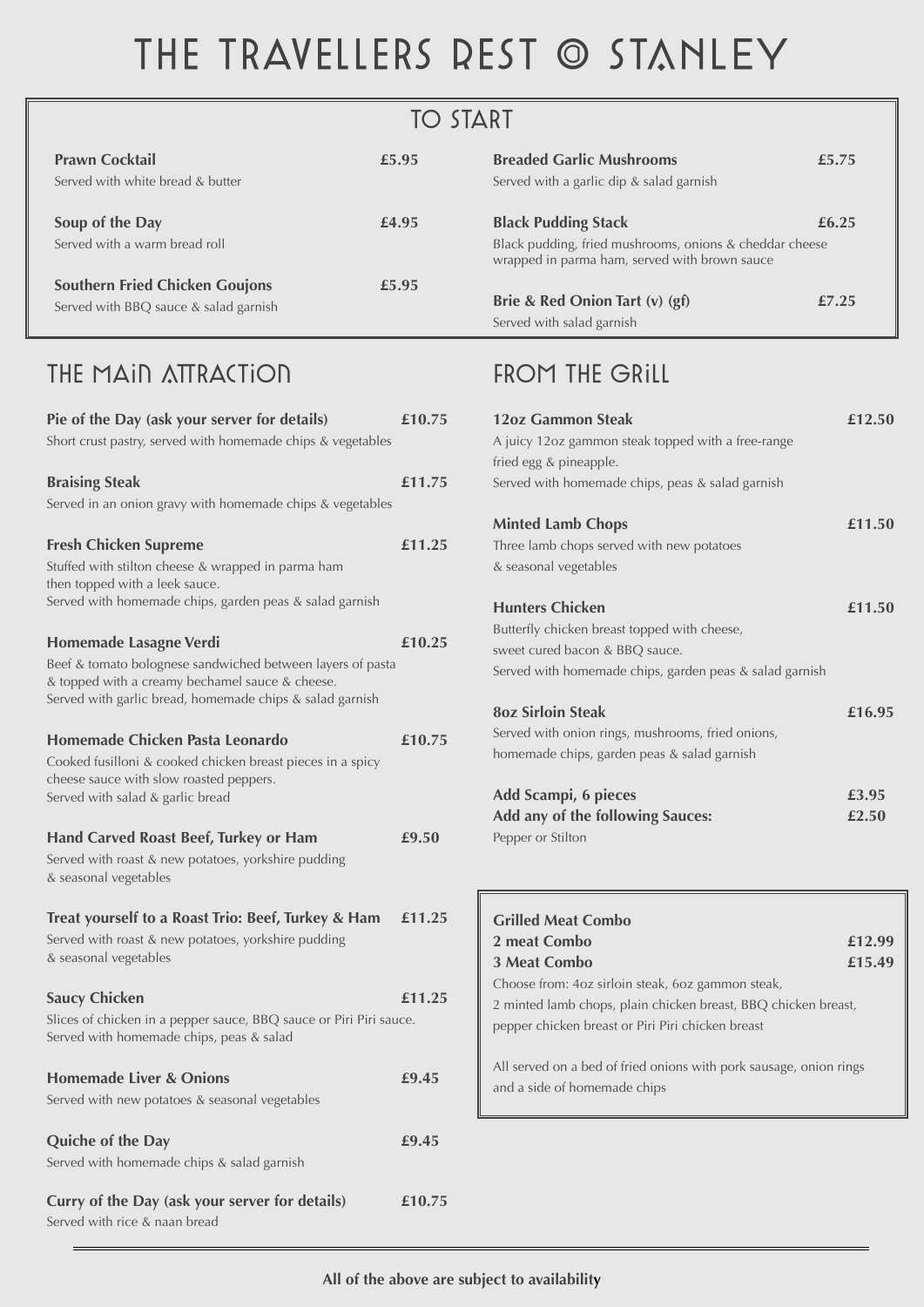# THE TRAVELLERS REST @ STANLEY

## TO START

**Prawn Cocktail** **£5.95**
Served with white bread & butter

**Soup of the Day** **£4.95**
Served with a warm bread roll

**Southern Fried Chicken Goujons** **£5.95**
Served with BBQ sauce & salad garnish

**Breaded Garlic Mushrooms** **£5.75**
Served with a garlic dip & salad garnish

**Black Pudding Stack** **£6.25**
Black pudding, fried mushrooms, onions & cheddar cheese wrapped in parma ham, served with brown sauce

**Brie & Red Onion Tart (v) (gf)** **£7.25**
Served with salad garnish

## THE MAIN ATTRACTION

**Pie of the Day (ask your server for details)** **£10.75**
Short crust pastry, served with homemade chips & vegetables

**Braising Steak** **£11.75**
Served in an onion gravy with homemade chips & vegetables

**Fresh Chicken Supreme** **£11.25**
Stuffed with stilton cheese & wrapped in parma ham then topped with a leek sauce.
Served with homemade chips, garden peas & salad garnish

**Homemade Lasagne Verdi** **£10.25**
Beef & tomato bolognese sandwiched between layers of pasta & topped with a creamy bechamel sauce & cheese.
Served with garlic bread, homemade chips & salad garnish

**Homemade Chicken Pasta Leonardo** **£10.75**
Cooked fusilloni & cooked chicken breast pieces in a spicy cheese sauce with slow roasted peppers.
Served with salad & garlic bread

**Hand Carved Roast Beef, Turkey or Ham** **£9.50**
Served with roast & new potatoes, yorkshire pudding & seasonal vegetables

**Treat yourself to a Roast Trio: Beef, Turkey & Ham** **£11.25**
Served with roast & new potatoes, yorkshire pudding & seasonal vegetables

**Saucy Chicken** **£11.25**
Slices of chicken in a pepper sauce, BBQ sauce or Piri Piri sauce.
Served with homemade chips, peas & salad

**Homemade Liver & Onions** **£9.45**
Served with new potatoes & seasonal vegetables

**Quiche of the Day** **£9.45**
Served with homemade chips & salad garnish

**Curry of the Day (ask your server for details)** **£10.75**
Served with rice & naan bread

## FROM THE GRILL

**12oz Gammon Steak** **£12.50**
A juicy 12oz gammon steak topped with a free-range fried egg & pineapple.
Served with homemade chips, peas & salad garnish

**Minted Lamb Chops** **£11.50**
Three lamb chops served with new potatoes & seasonal vegetables

**Hunters Chicken** **£11.50**
Butterfly chicken breast topped with cheese, sweet cured bacon & BBQ sauce.
Served with homemade chips, garden peas & salad garnish

**8oz Sirloin Steak** **£16.95**
Served with onion rings, mushrooms, fried onions, homemade chips, garden peas & salad garnish

**Add Scampi, 6 pieces** **£3.95**
**Add any of the following Sauces:** **£2.50**
Pepper or Stilton

**Grilled Meat Combo**
**2 meat Combo** **£12.99**
**3 Meat Combo** **£15.49**
Choose from: 4oz sirloin steak, 6oz gammon steak, 2 minted lamb chops, plain chicken breast, BBQ chicken breast, pepper chicken breast or Piri Piri chicken breast

All served on a bed of fried onions with pork sausage, onion rings and a side of homemade chips

**All of the above are subject to availability**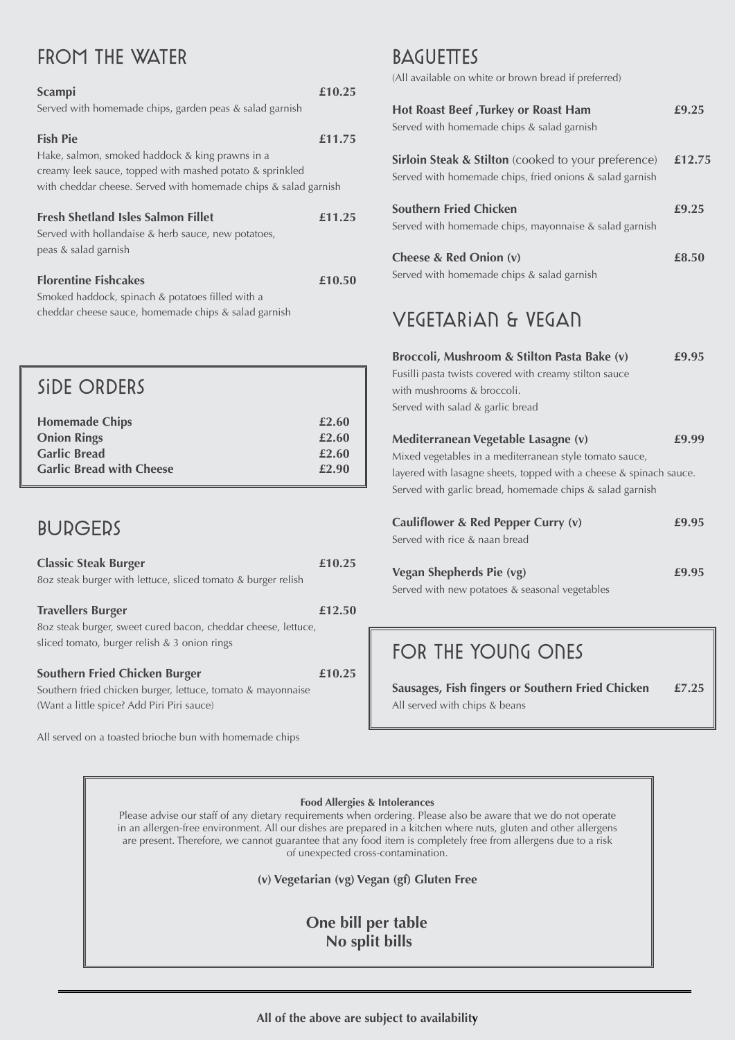## FROM THE WATER

**Scampi** **£10.25**
Served with homemade chips, garden peas & salad garnish

**Fish Pie** **£11.75**
Hake, salmon, smoked haddock & king prawns in a creamy leek sauce, topped with mashed potato & sprinkled with cheddar cheese. Served with homemade chips & salad garnish

**Fresh Shetland Isles Salmon Fillet** **£11.25**
Served with hollandaise & herb sauce, new potatoes, peas & salad garnish

**Florentine Fishcakes** **£10.50**
Smoked haddock, spinach & potatoes filled with a cheddar cheese sauce, homemade chips & salad garnish

## SiDE ORDERS

| | |
|---|---|
| **Homemade Chips** | **£2.60** |
| **Onion Rings** | **£2.60** |
| **Garlic Bread** | **£2.60** |
| **Garlic Bread with Cheese** | **£2.90** |

## BURGERS

**Classic Steak Burger** **£10.25**
8oz steak burger with lettuce, sliced tomato & burger relish

**Travellers Burger** **£12.50**
8oz steak burger, sweet cured bacon, cheddar cheese, lettuce, sliced tomato, burger relish & 3 onion rings

**Southern Fried Chicken Burger** **£10.25**
Southern fried chicken burger, lettuce, tomato & mayonnaise
(Want a little spice? Add Piri Piri sauce)

All served on a toasted brioche bun with homemade chips

## BAGUETTES

(All available on white or brown bread if preferred)

**Hot Roast Beef ,Turkey or Roast Ham** **£9.25**
Served with homemade chips & salad garnish

**Sirloin Steak & Stilton** (cooked to your preference) **£12.75**
Served with homemade chips, fried onions & salad garnish

**Southern Fried Chicken** **£9.25**
Served with homemade chips, mayonnaise & salad garnish

**Cheese & Red Onion (v)** **£8.50**
Served with homemade chips & salad garnish

## VEGETARiAN & VEGAN

**Broccoli, Mushroom & Stilton Pasta Bake (v)** **£9.95**
Fusilli pasta twists covered with creamy stilton sauce with mushrooms & broccoli.
Served with salad & garlic bread

**Mediterranean Vegetable Lasagne (v)** **£9.99**
Mixed vegetables in a mediterranean style tomato sauce, layered with lasagne sheets, topped with a cheese & spinach sauce.
Served with garlic bread, homemade chips & salad garnish

**Cauliflower & Red Pepper Curry (v)** **£9.95**
Served with rice & naan bread

**Vegan Shepherds Pie (vg)** **£9.95**
Served with new potatoes & seasonal vegetables

## FOR THE YOUNG ONES

**Sausages, Fish fingers or Southern Fried Chicken** **£7.25**
All served with chips & beans

**Food Allergies & Intolerances**

Please advise our staff of any dietary requirements when ordering. Please also be aware that we do not operate in an allergen-free environment. All our dishes are prepared in a kitchen where nuts, gluten and other allergens are present. Therefore, we cannot guarantee that any food item is completely free from allergens due to a risk of unexpected cross-contamination.

**(v) Vegetarian (vg) Vegan (gf) Gluten Free**

**One bill per table**
**No split bills**

**All of the above are subject to availability**